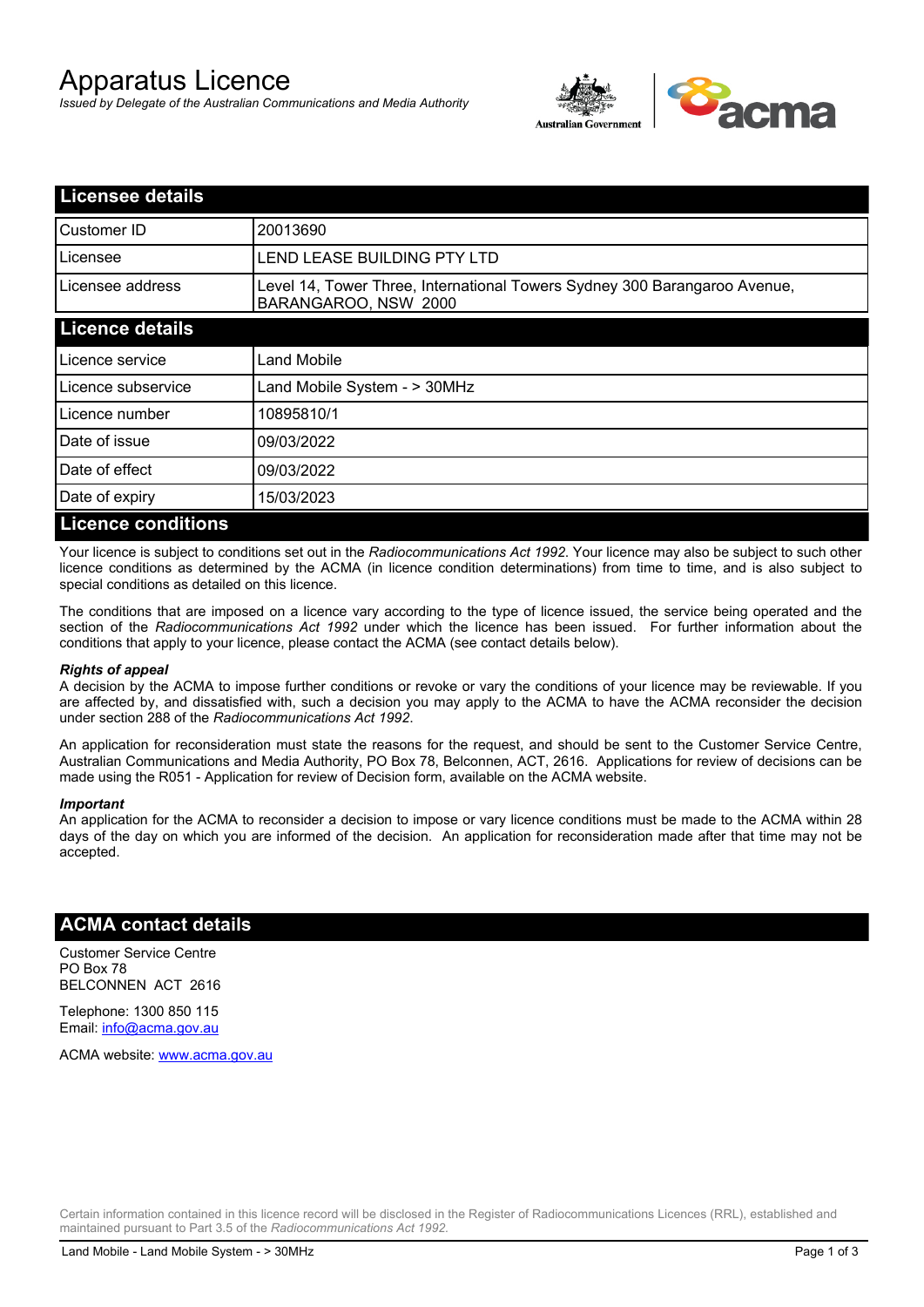# Apparatus Licence

*Issued by Delegate of the Australian Communications and Media Authority*

## Licensee details

| | |
|---|---|
| Customer ID | 20013690 |
| Licensee | LEND LEASE BUILDING PTY LTD |
| Licensee address | Level 14, Tower Three, International Towers Sydney 300 Barangaroo Avenue, BARANGAROO, NSW 2000 |

## Licence details

| | |
|---|---|
| Licence service | Land Mobile |
| Licence subservice | Land Mobile System - > 30MHz |
| Licence number | 10895810/1 |
| Date of issue | 09/03/2022 |
| Date of effect | 09/03/2022 |
| Date of expiry | 15/03/2023 |

## Licence conditions

Your licence is subject to conditions set out in the *Radiocommunications Act 1992*. Your licence may also be subject to such other licence conditions as determined by the ACMA (in licence condition determinations) from time to time, and is also subject to special conditions as detailed on this licence.

The conditions that are imposed on a licence vary according to the type of licence issued, the service being operated and the section of the *Radiocommunications Act 1992* under which the licence has been issued. For further information about the conditions that apply to your licence, please contact the ACMA (see contact details below).

***Rights of appeal***

A decision by the ACMA to impose further conditions or revoke or vary the conditions of your licence may be reviewable. If you are affected by, and dissatisfied with, such a decision you may apply to the ACMA to have the ACMA reconsider the decision under section 288 of the *Radiocommunications Act 1992*.

An application for reconsideration must state the reasons for the request, and should be sent to the Customer Service Centre, Australian Communications and Media Authority, PO Box 78, Belconnen, ACT, 2616. Applications for review of decisions can be made using the R051 - Application for review of Decision form, available on the ACMA website.

***Important***

An application for the ACMA to reconsider a decision to impose or vary licence conditions must be made to the ACMA within 28 days of the day on which you are informed of the decision. An application for reconsideration made after that time may not be accepted.

## ACMA contact details

Customer Service Centre
PO Box 78
BELCONNEN ACT 2616

Telephone: 1300 850 115
Email: info@acma.gov.au

ACMA website: www.acma.gov.au

Certain information contained in this licence record will be disclosed in the Register of Radiocommunications Licences (RRL), established and maintained pursuant to Part 3.5 of the *Radiocommunications Act 1992.*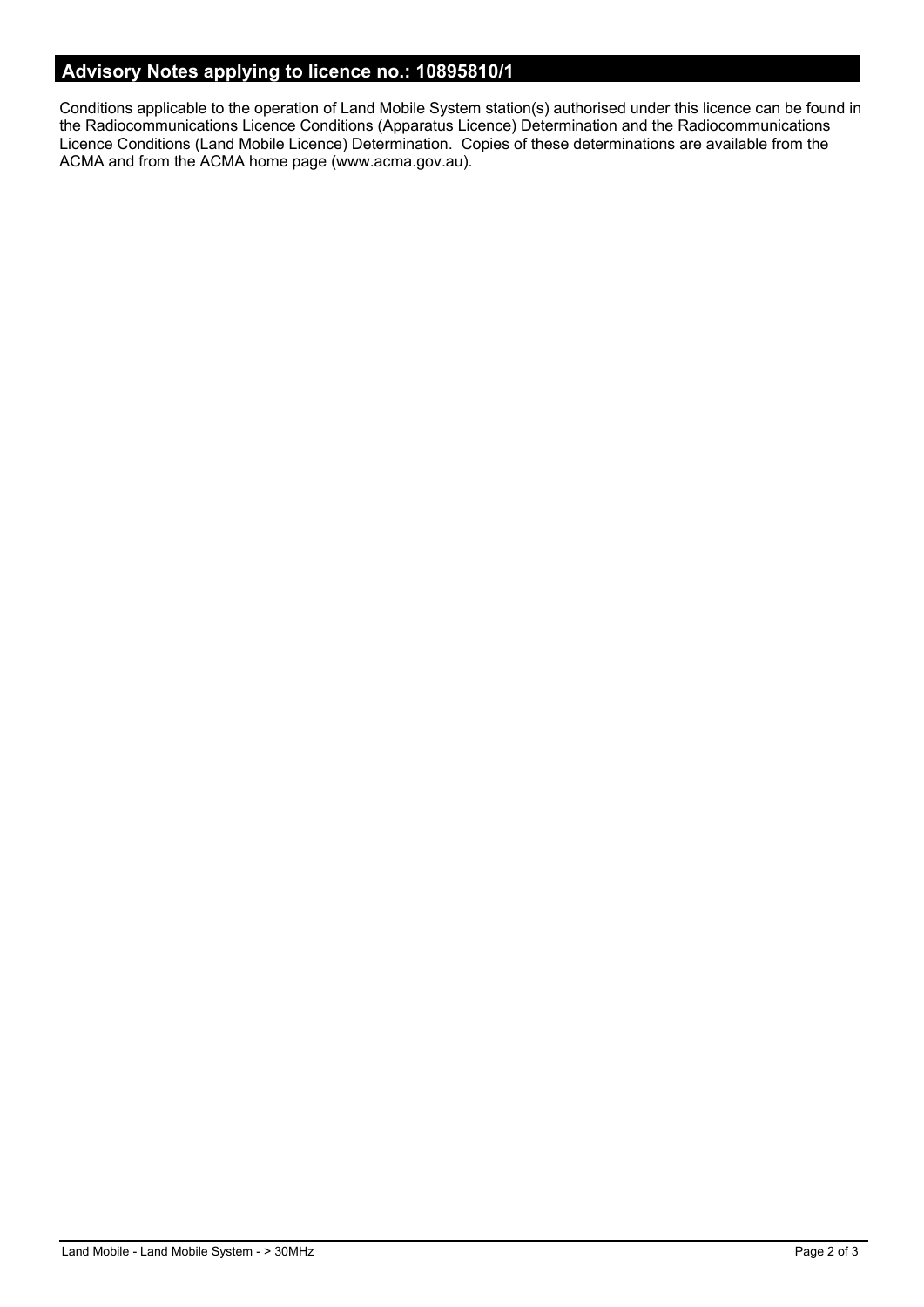## Advisory Notes applying to licence no.: 10895810/1

Conditions applicable to the operation of Land Mobile System station(s) authorised under this licence can be found in the Radiocommunications Licence Conditions (Apparatus Licence) Determination and the Radiocommunications Licence Conditions (Land Mobile Licence) Determination. Copies of these determinations are available from the ACMA and from the ACMA home page (www.acma.gov.au).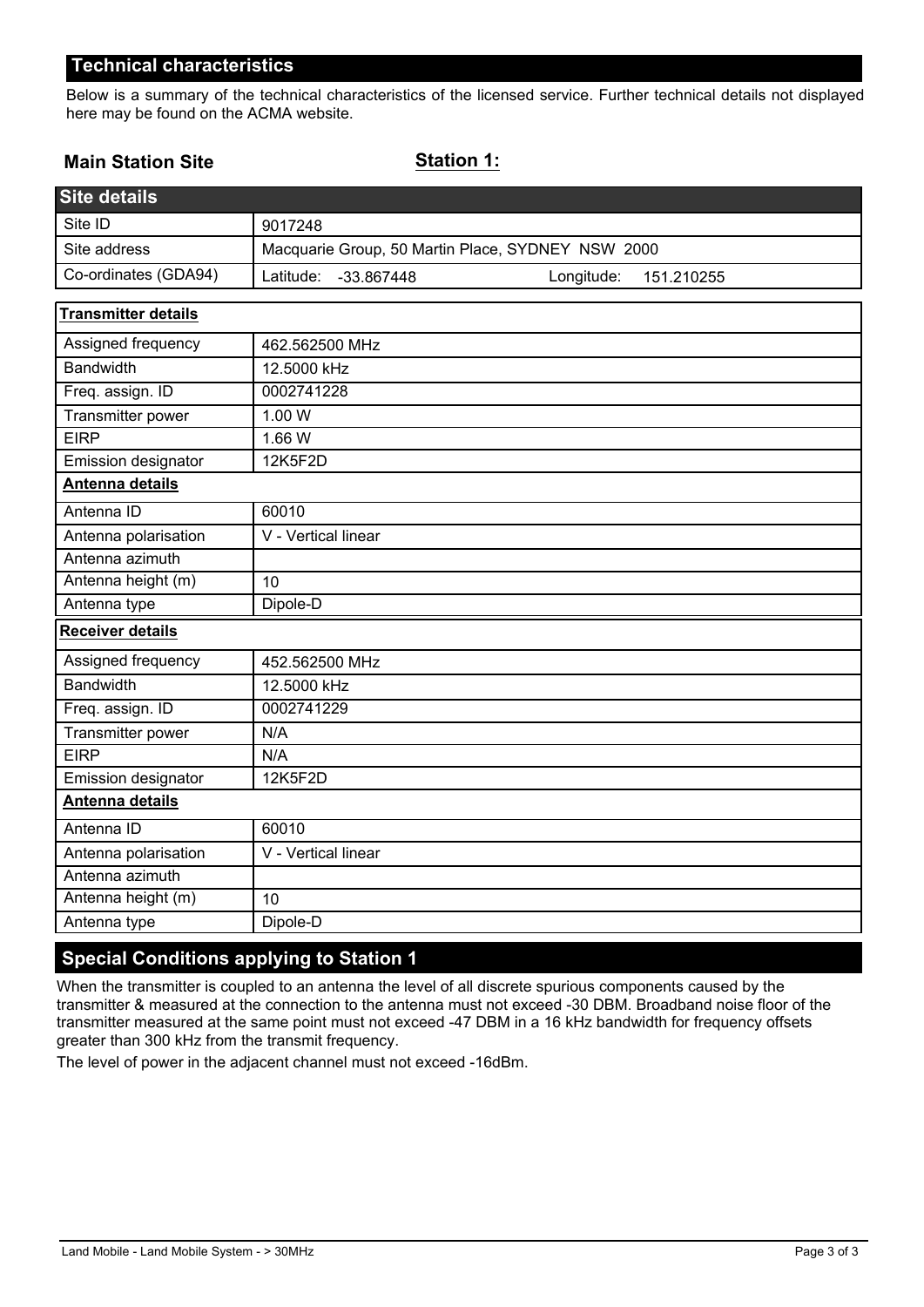## Technical characteristics

Below is a summary of the technical characteristics of the licensed service. Further technical details not displayed here may be found on the ACMA website.

**Main Station Site** **Station 1:**

| Site details | |
|---|---|
| Site ID | 9017248 |
| Site address | Macquarie Group, 50 Martin Place, SYDNEY NSW 2000 |
| Co-ordinates (GDA94) | Latitude: -33.867448 Longitude: 151.210255 |

| Transmitter details | |
|---|---|
| Assigned frequency | 462.562500 MHz |
| Bandwidth | 12.5000 kHz |
| Freq. assign. ID | 0002741228 |
| Transmitter power | 1.00 W |
| EIRP | 1.66 W |
| Emission designator | 12K5F2D |
| **Antenna details** | |
| Antenna ID | 60010 |
| Antenna polarisation | V - Vertical linear |
| Antenna azimuth | |
| Antenna height (m) | 10 |
| Antenna type | Dipole-D |
| **Receiver details** | |
| Assigned frequency | 452.562500 MHz |
| Bandwidth | 12.5000 kHz |
| Freq. assign. ID | 0002741229 |
| Transmitter power | N/A |
| EIRP | N/A |
| Emission designator | 12K5F2D |
| **Antenna details** | |
| Antenna ID | 60010 |
| Antenna polarisation | V - Vertical linear |
| Antenna azimuth | |
| Antenna height (m) | 10 |
| Antenna type | Dipole-D |

## Special Conditions applying to Station 1

When the transmitter is coupled to an antenna the level of all discrete spurious components caused by the transmitter & measured at the connection to the antenna must not exceed -30 DBM. Broadband noise floor of the transmitter measured at the same point must not exceed -47 DBM in a 16 kHz bandwidth for frequency offsets greater than 300 kHz from the transmit frequency.

The level of power in the adjacent channel must not exceed -16dBm.